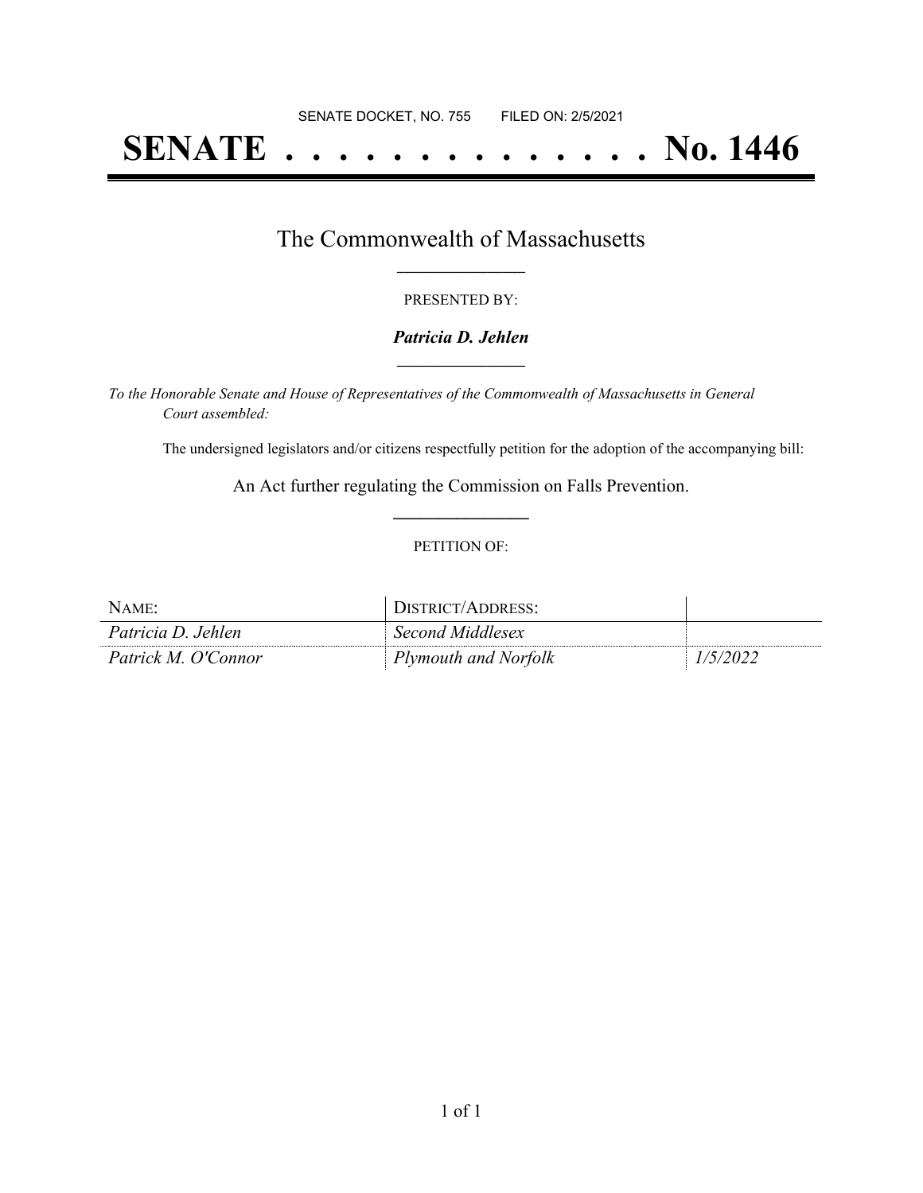SENATE DOCKET, NO. 755        FILED ON: 2/5/2021

# SENATE . . . . . . . . . . . . . . . No. 1446

## The Commonwealth of Massachusetts

PRESENTED BY:

***Patricia D. Jehlen***

*To the Honorable Senate and House of Representatives of the Commonwealth of Massachusetts in General Court assembled:*

The undersigned legislators and/or citizens respectfully petition for the adoption of the accompanying bill:

An Act further regulating the Commission on Falls Prevention.

PETITION OF:

| NAME: | DISTRICT/ADDRESS: | |
|---|---|---|
| *Patricia D. Jehlen* | *Second Middlesex* | |
| *Patrick M. O'Connor* | *Plymouth and Norfolk* | *1/5/2022* |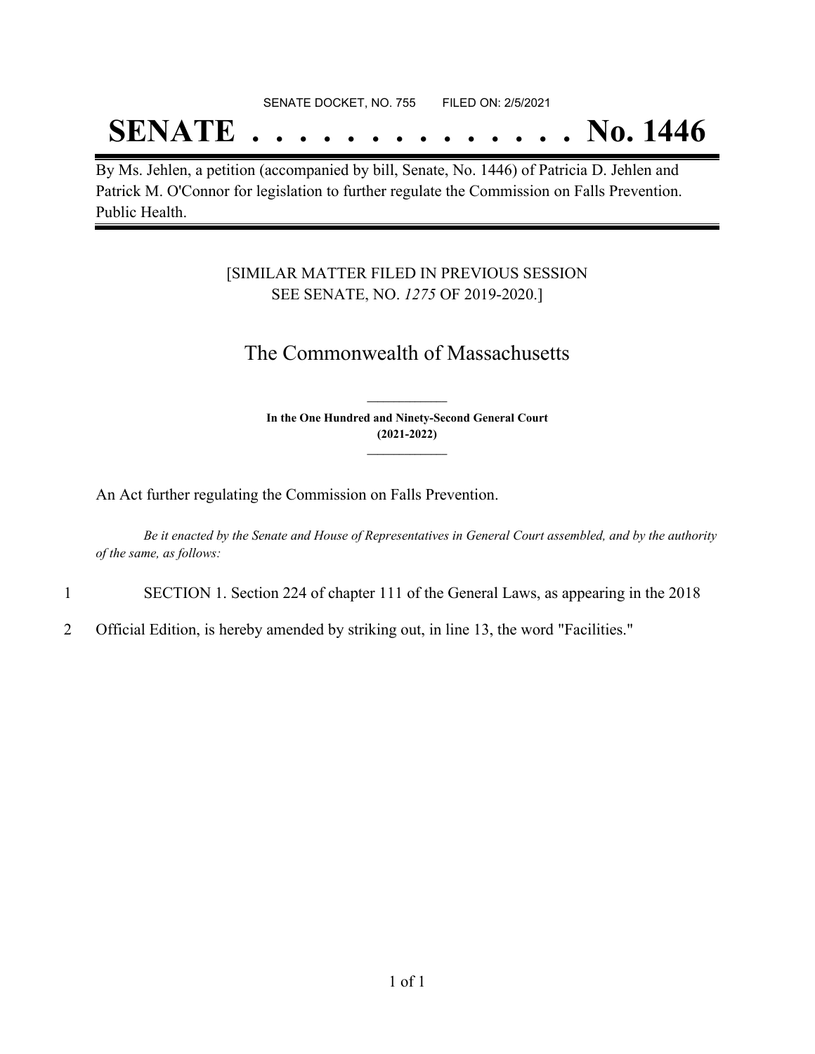SENATE DOCKET, NO. 755 FILED ON: 2/5/2021

# SENATE . . . . . . . . . . . . . . No. 1446

By Ms. Jehlen, a petition (accompanied by bill, Senate, No. 1446) of Patricia D. Jehlen and Patrick M. O'Connor for legislation to further regulate the Commission on Falls Prevention. Public Health.

[SIMILAR MATTER FILED IN PREVIOUS SESSION SEE SENATE, NO. *1275* OF 2019-2020.]

## The Commonwealth of Massachusetts

**In the One Hundred and Ninety-Second General Court (2021-2022)**

An Act further regulating the Commission on Falls Prevention.

*Be it enacted by the Senate and House of Representatives in General Court assembled, and by the authority of the same, as follows:*

1 SECTION 1. Section 224 of chapter 111 of the General Laws, as appearing in the 2018

2 Official Edition, is hereby amended by striking out, in line 13, the word "Facilities."